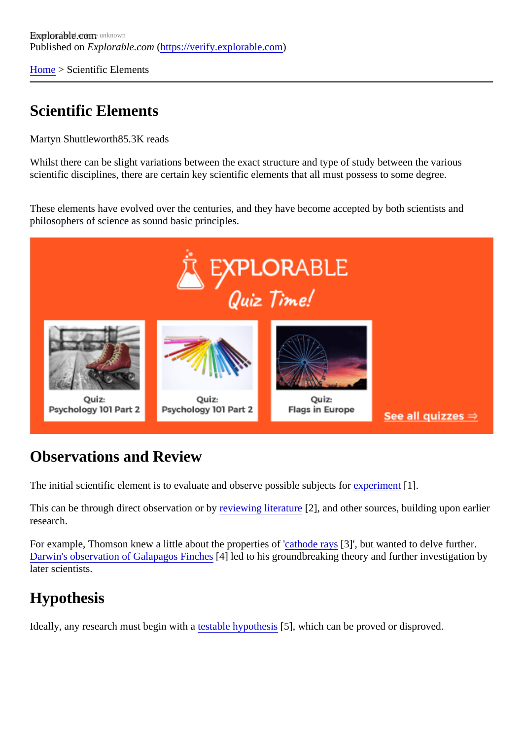Explorable.com
Published on *Explorable.com* (https://verify.explorable.com)

Home > Scientific Elements

# Scientific Elements

Martyn Shuttleworth85.3K reads

Whilst there can be slight variations between the exact structure and type of study between the various scientific disciplines, there are certain key scientific elements that all must possess to some degree.

These elements have evolved over the centuries, and they have become accepted by both scientists and philosophers of science as sound basic principles.

## Observations and Review

The initial scientific element is to evaluate and observe possible subjects for experiment [1].

This can be through direct observation or by reviewing literature [2], and other sources, building upon earlier research.

For example, Thomson knew a little about the properties of 'cathode rays [3]', but wanted to delve further. Darwin's observation of Galapagos Finches [4] led to his groundbreaking theory and further investigation by later scientists.

## Hypothesis

Ideally, any research must begin with a testable hypothesis [5], which can be proved or disproved.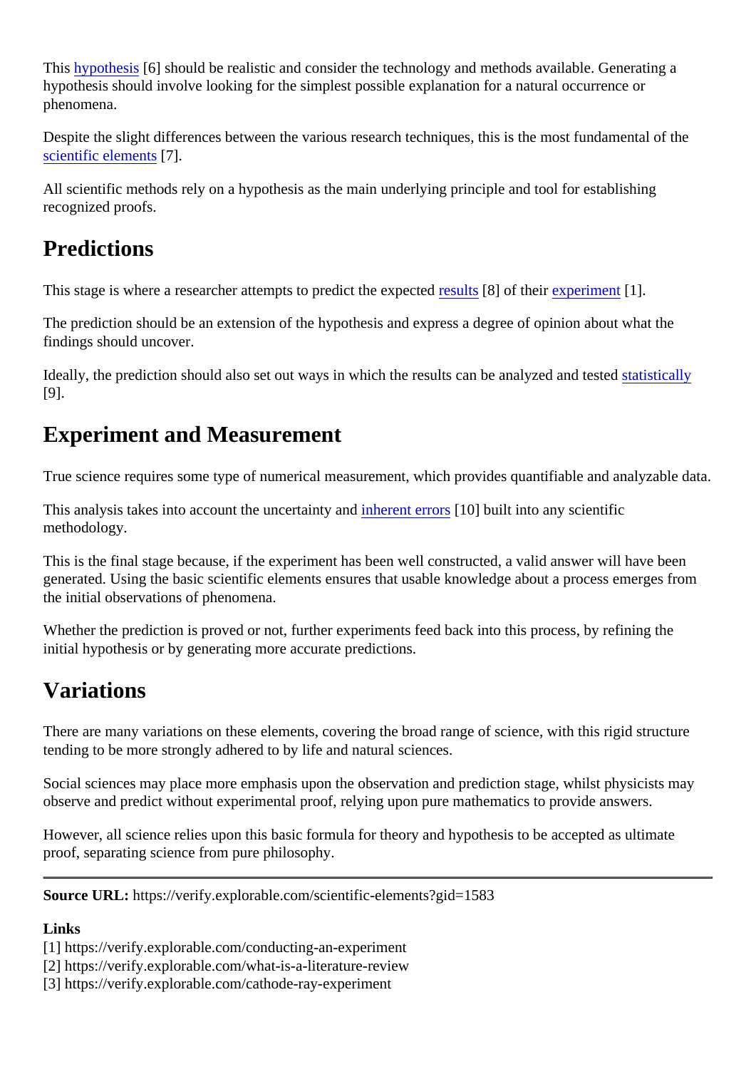This hypothesis [6] should be realistic and consider the technology and methods available. Generating a hypothesis should involve looking for the simplest possible explanation for a natural occurrence or phenomena.

Despite the slight differences between the various research techniques, this is the most fundamental of the scientific elements [7].

All scientific methods rely on a hypothesis as the main underlying principle and tool for establishing recognized proofs.

## Predictions

This stage is where a researcher attempts to predict the expected results [8] of their experiment [1].

The prediction should be an extension of the hypothesis and express a degree of opinion about what the findings should uncover.

Ideally, the prediction should also set out ways in which the results can be analyzed and tested statistically [9].

## Experiment and Measurement

True science requires some type of numerical measurement, which provides quantifiable and analyzable data.

This analysis takes into account the uncertainty and inherent errors [10] built into any scientific methodology.

This is the final stage because, if the experiment has been well constructed, a valid answer will have been generated. Using the basic scientific elements ensures that usable knowledge about a process emerges from the initial observations of phenomena.

Whether the prediction is proved or not, further experiments feed back into this process, by refining the initial hypothesis or by generating more accurate predictions.

## Variations

There are many variations on these elements, covering the broad range of science, with this rigid structure tending to be more strongly adhered to by life and natural sciences.

Social sciences may place more emphasis upon the observation and prediction stage, whilst physicists may observe and predict without experimental proof, relying upon pure mathematics to provide answers.

However, all science relies upon this basic formula for theory and hypothesis to be accepted as ultimate proof, separating science from pure philosophy.

---

**Source URL:** https://verify.explorable.com/scientific-elements?gid=1583

**Links**
[1] https://verify.explorable.com/conducting-an-experiment
[2] https://verify.explorable.com/what-is-a-literature-review
[3] https://verify.explorable.com/cathode-ray-experiment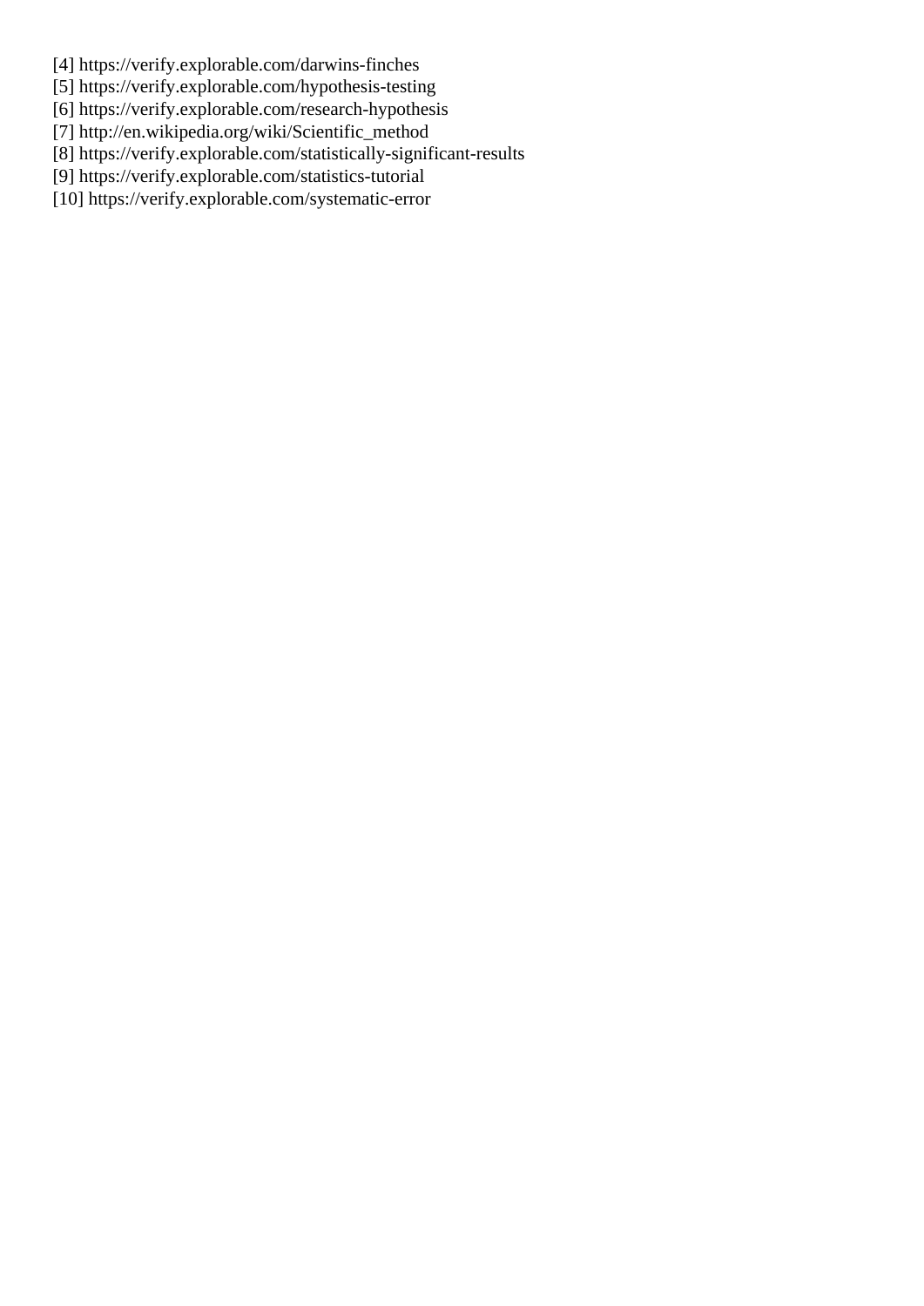[4] https://verify.explorable.com/darwins-finches
[5] https://verify.explorable.com/hypothesis-testing
[6] https://verify.explorable.com/research-hypothesis
[7] http://en.wikipedia.org/wiki/Scientific_method
[8] https://verify.explorable.com/statistically-significant-results
[9] https://verify.explorable.com/statistics-tutorial
[10] https://verify.explorable.com/systematic-error